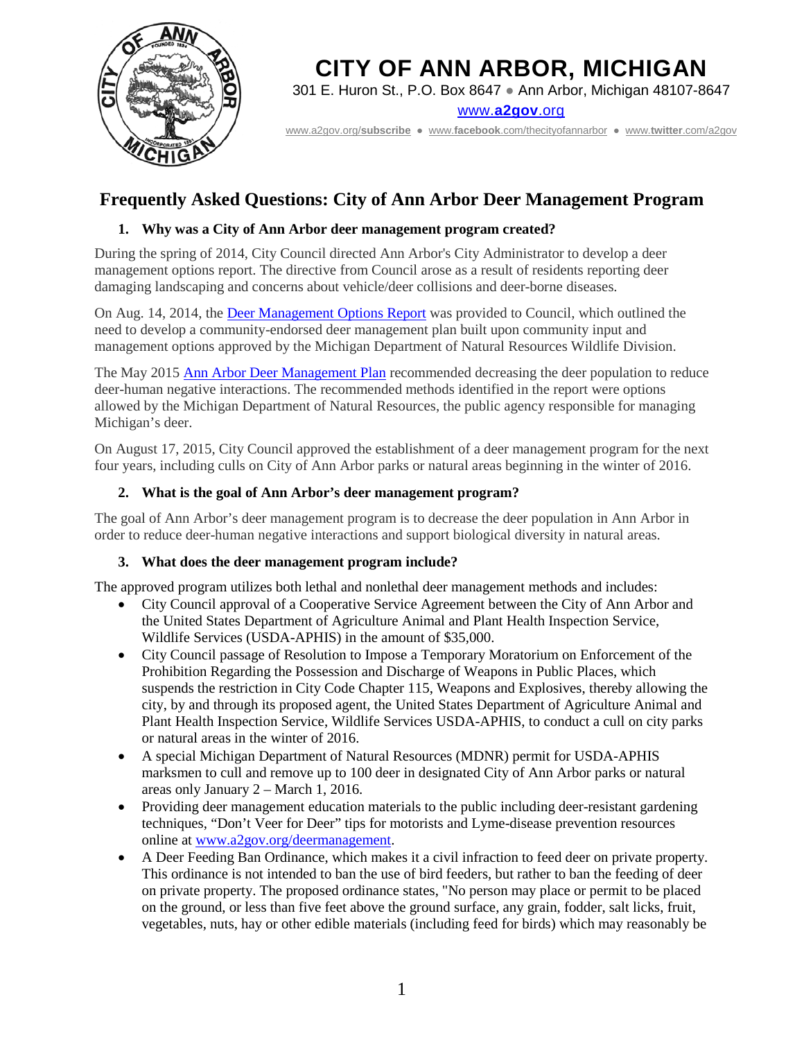# CITY OF ANN ARBOR, MICHIGAN

301 E. Huron St., P.O. Box 8647 ● Ann Arbor, Michigan 48107-8647

www.**a2gov**.org

www.a2gov.org/**subscribe** ● www.**facebook**.com/thecityofannarbor ● www.**twitter**.com/a2gov

## Frequently Asked Questions: City of Ann Arbor Deer Management Program

### 1. Why was a City of Ann Arbor deer management program created?

During the spring of 2014, City Council directed Ann Arbor's City Administrator to develop a deer management options report. The directive from Council arose as a result of residents reporting deer damaging landscaping and concerns about vehicle/deer collisions and deer-borne diseases.

On Aug. 14, 2014, the Deer Management Options Report was provided to Council, which outlined the need to develop a community-endorsed deer management plan built upon community input and management options approved by the Michigan Department of Natural Resources Wildlife Division.

The May 2015 Ann Arbor Deer Management Plan recommended decreasing the deer population to reduce deer-human negative interactions. The recommended methods identified in the report were options allowed by the Michigan Department of Natural Resources, the public agency responsible for managing Michigan's deer.

On August 17, 2015, City Council approved the establishment of a deer management program for the next four years, including culls on City of Ann Arbor parks or natural areas beginning in the winter of 2016.

### 2. What is the goal of Ann Arbor's deer management program?

The goal of Ann Arbor's deer management program is to decrease the deer population in Ann Arbor in order to reduce deer-human negative interactions and support biological diversity in natural areas.

### 3. What does the deer management program include?

The approved program utilizes both lethal and nonlethal deer management methods and includes:

- City Council approval of a Cooperative Service Agreement between the City of Ann Arbor and the United States Department of Agriculture Animal and Plant Health Inspection Service, Wildlife Services (USDA-APHIS) in the amount of $35,000.
- City Council passage of Resolution to Impose a Temporary Moratorium on Enforcement of the Prohibition Regarding the Possession and Discharge of Weapons in Public Places, which suspends the restriction in City Code Chapter 115, Weapons and Explosives, thereby allowing the city, by and through its proposed agent, the United States Department of Agriculture Animal and Plant Health Inspection Service, Wildlife Services USDA-APHIS, to conduct a cull on city parks or natural areas in the winter of 2016.
- A special Michigan Department of Natural Resources (MDNR) permit for USDA-APHIS marksmen to cull and remove up to 100 deer in designated City of Ann Arbor parks or natural areas only January 2 – March 1, 2016.
- Providing deer management education materials to the public including deer-resistant gardening techniques, "Don't Veer for Deer" tips for motorists and Lyme-disease prevention resources online at www.a2gov.org/deermanagement.
- A Deer Feeding Ban Ordinance, which makes it a civil infraction to feed deer on private property. This ordinance is not intended to ban the use of bird feeders, but rather to ban the feeding of deer on private property. The proposed ordinance states, "No person may place or permit to be placed on the ground, or less than five feet above the ground surface, any grain, fodder, salt licks, fruit, vegetables, nuts, hay or other edible materials (including feed for birds) which may reasonably be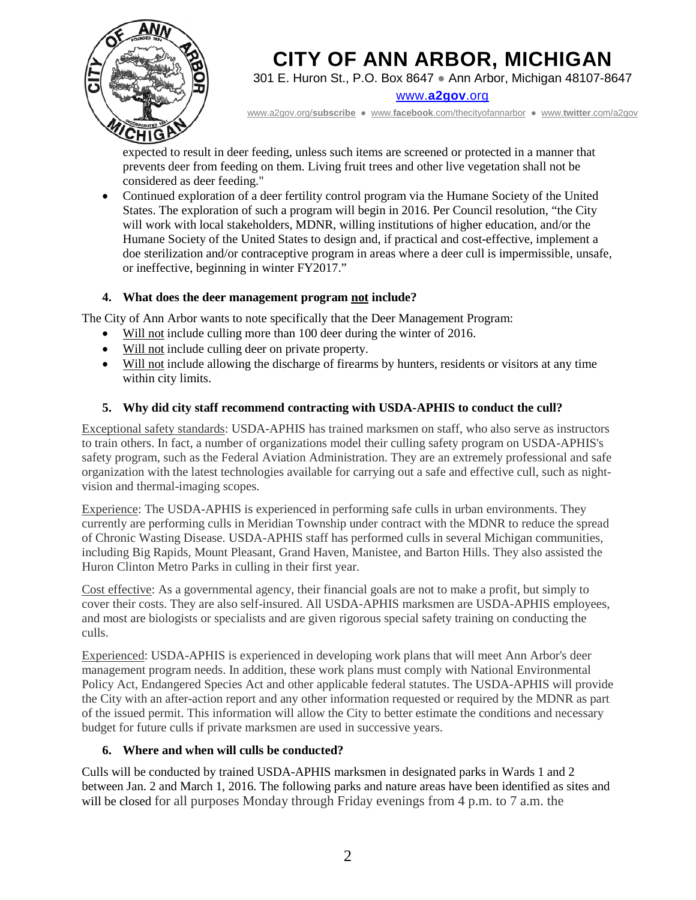expected to result in deer feeding, unless such items are screened or protected in a manner that prevents deer from feeding on them. Living fruit trees and other live vegetation shall not be considered as deer feeding."

- Continued exploration of a deer fertility control program via the Humane Society of the United States. The exploration of such a program will begin in 2016. Per Council resolution, "the City will work with local stakeholders, MDNR, willing institutions of higher education, and/or the Humane Society of the United States to design and, if practical and cost-effective, implement a doe sterilization and/or contraceptive program in areas where a deer cull is impermissible, unsafe, or ineffective, beginning in winter FY2017."

### 4. What does the deer management program not include?

The City of Ann Arbor wants to note specifically that the Deer Management Program:

- Will not include culling more than 100 deer during the winter of 2016.
- Will not include culling deer on private property.
- Will not include allowing the discharge of firearms by hunters, residents or visitors at any time within city limits.

### 5. Why did city staff recommend contracting with USDA-APHIS to conduct the cull?

Exceptional safety standards: USDA-APHIS has trained marksmen on staff, who also serve as instructors to train others. In fact, a number of organizations model their culling safety program on USDA-APHIS's safety program, such as the Federal Aviation Administration. They are an extremely professional and safe organization with the latest technologies available for carrying out a safe and effective cull, such as night-vision and thermal-imaging scopes.

Experience: The USDA-APHIS is experienced in performing safe culls in urban environments. They currently are performing culls in Meridian Township under contract with the MDNR to reduce the spread of Chronic Wasting Disease. USDA-APHIS staff has performed culls in several Michigan communities, including Big Rapids, Mount Pleasant, Grand Haven, Manistee, and Barton Hills. They also assisted the Huron Clinton Metro Parks in culling in their first year.

Cost effective: As a governmental agency, their financial goals are not to make a profit, but simply to cover their costs. They are also self-insured. All USDA-APHIS marksmen are USDA-APHIS employees, and most are biologists or specialists and are given rigorous special safety training on conducting the culls.

Experienced: USDA-APHIS is experienced in developing work plans that will meet Ann Arbor's deer management program needs. In addition, these work plans must comply with National Environmental Policy Act, Endangered Species Act and other applicable federal statutes. The USDA-APHIS will provide the City with an after-action report and any other information requested or required by the MDNR as part of the issued permit. This information will allow the City to better estimate the conditions and necessary budget for future culls if private marksmen are used in successive years.

### 6. Where and when will culls be conducted?

Culls will be conducted by trained USDA-APHIS marksmen in designated parks in Wards 1 and 2 between Jan. 2 and March 1, 2016. The following parks and nature areas have been identified as sites and will be closed for all purposes Monday through Friday evenings from 4 p.m. to 7 a.m. the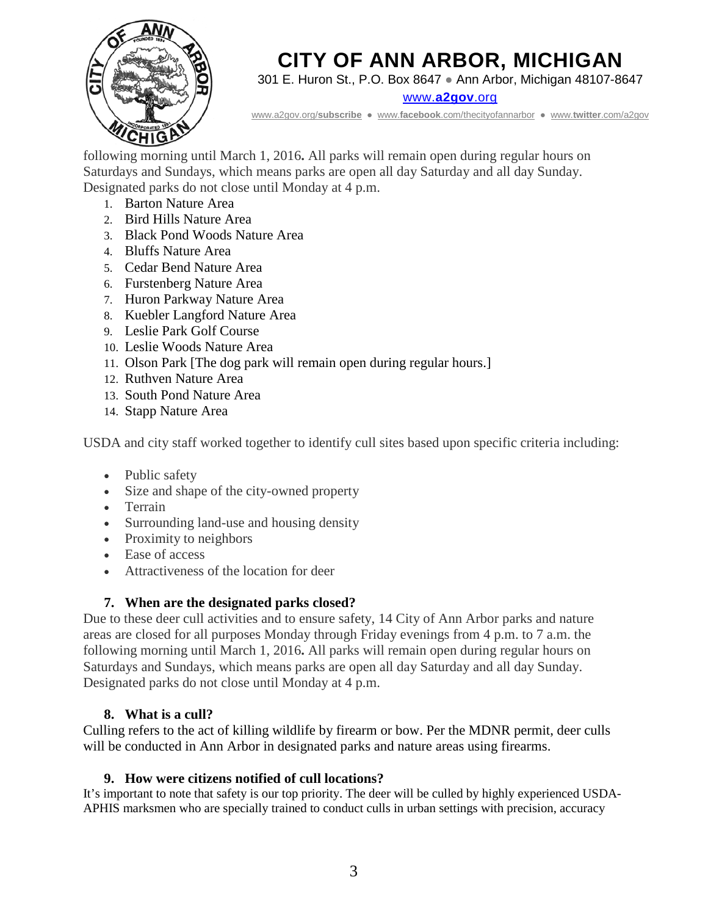following morning until March 1, 2016**.** All parks will remain open during regular hours on Saturdays and Sundays, which means parks are open all day Saturday and all day Sunday. Designated parks do not close until Monday at 4 p.m.

1. Barton Nature Area
2. Bird Hills Nature Area
3. Black Pond Woods Nature Area
4. Bluffs Nature Area
5. Cedar Bend Nature Area
6. Furstenberg Nature Area
7. Huron Parkway Nature Area
8. Kuebler Langford Nature Area
9. Leslie Park Golf Course
10. Leslie Woods Nature Area
11. Olson Park [The dog park will remain open during regular hours.]
12. Ruthven Nature Area
13. South Pond Nature Area
14. Stapp Nature Area

USDA and city staff worked together to identify cull sites based upon specific criteria including:

- Public safety
- Size and shape of the city-owned property
- Terrain
- Surrounding land-use and housing density
- Proximity to neighbors
- Ease of access
- Attractiveness of the location for deer

### 7. When are the designated parks closed?

Due to these deer cull activities and to ensure safety, 14 City of Ann Arbor parks and nature areas are closed for all purposes Monday through Friday evenings from 4 p.m. to 7 a.m. the following morning until March 1, 2016**.** All parks will remain open during regular hours on Saturdays and Sundays, which means parks are open all day Saturday and all day Sunday. Designated parks do not close until Monday at 4 p.m.

### 8. What is a cull?

Culling refers to the act of killing wildlife by firearm or bow. Per the MDNR permit, deer culls will be conducted in Ann Arbor in designated parks and nature areas using firearms.

### 9. How were citizens notified of cull locations?

It's important to note that safety is our top priority. The deer will be culled by highly experienced USDA-APHIS marksmen who are specially trained to conduct culls in urban settings with precision, accuracy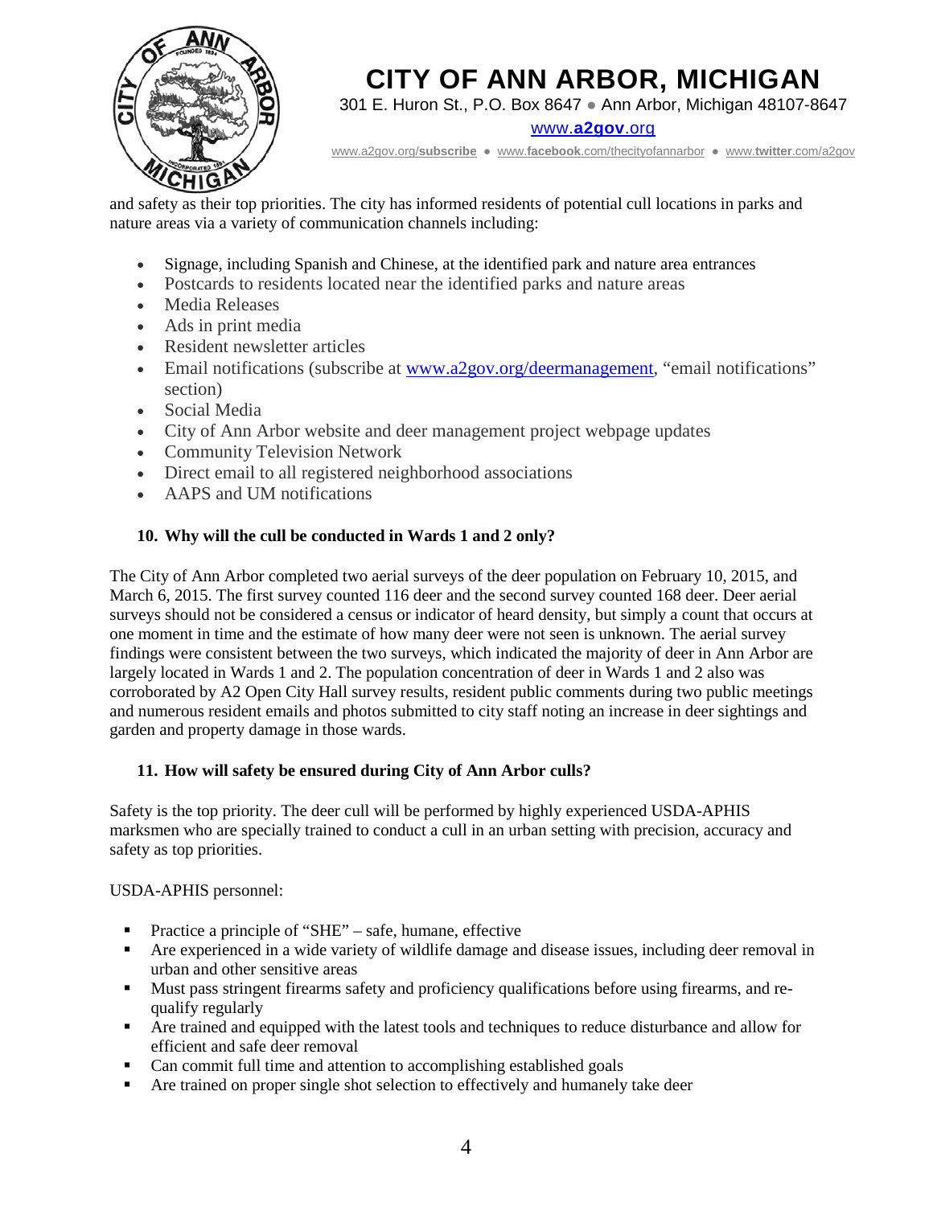and safety as their top priorities. The city has informed residents of potential cull locations in parks and nature areas via a variety of communication channels including:

- Signage, including Spanish and Chinese, at the identified park and nature area entrances
- Postcards to residents located near the identified parks and nature areas
- Media Releases
- Ads in print media
- Resident newsletter articles
- Email notifications (subscribe at www.a2gov.org/deermanagement, "email notifications" section)
- Social Media
- City of Ann Arbor website and deer management project webpage updates
- Community Television Network
- Direct email to all registered neighborhood associations
- AAPS and UM notifications

**10. Why will the cull be conducted in Wards 1 and 2 only?**

The City of Ann Arbor completed two aerial surveys of the deer population on February 10, 2015, and March 6, 2015. The first survey counted 116 deer and the second survey counted 168 deer. Deer aerial surveys should not be considered a census or indicator of heard density, but simply a count that occurs at one moment in time and the estimate of how many deer were not seen is unknown. The aerial survey findings were consistent between the two surveys, which indicated the majority of deer in Ann Arbor are largely located in Wards 1 and 2. The population concentration of deer in Wards 1 and 2 also was corroborated by A2 Open City Hall survey results, resident public comments during two public meetings and numerous resident emails and photos submitted to city staff noting an increase in deer sightings and garden and property damage in those wards.

**11. How will safety be ensured during City of Ann Arbor culls?**

Safety is the top priority. The deer cull will be performed by highly experienced USDA-APHIS marksmen who are specially trained to conduct a cull in an urban setting with precision, accuracy and safety as top priorities.

USDA-APHIS personnel:

- Practice a principle of "SHE" – safe, humane, effective
- Are experienced in a wide variety of wildlife damage and disease issues, including deer removal in urban and other sensitive areas
- Must pass stringent firearms safety and proficiency qualifications before using firearms, and re-qualify regularly
- Are trained and equipped with the latest tools and techniques to reduce disturbance and allow for efficient and safe deer removal
- Can commit full time and attention to accomplishing established goals
- Are trained on proper single shot selection to effectively and humanely take deer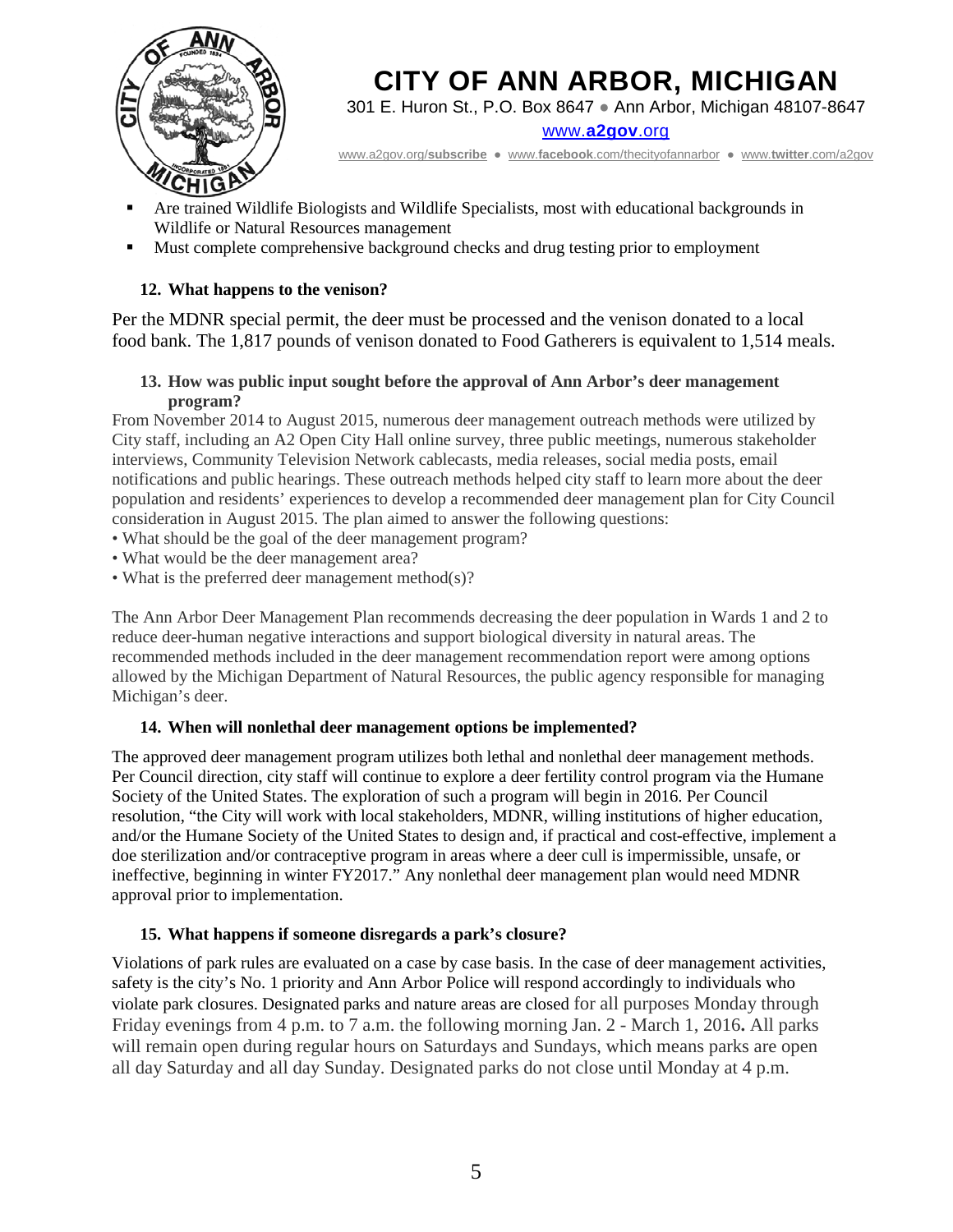- Are trained Wildlife Biologists and Wildlife Specialists, most with educational backgrounds in Wildlife or Natural Resources management
- Must complete comprehensive background checks and drug testing prior to employment

**12. What happens to the venison?**

Per the MDNR special permit, the deer must be processed and the venison donated to a local food bank. The 1,817 pounds of venison donated to Food Gatherers is equivalent to 1,514 meals.

**13. How was public input sought before the approval of Ann Arbor's deer management program?**

From November 2014 to August 2015, numerous deer management outreach methods were utilized by City staff, including an A2 Open City Hall online survey, three public meetings, numerous stakeholder interviews, Community Television Network cablecasts, media releases, social media posts, email notifications and public hearings. These outreach methods helped city staff to learn more about the deer population and residents' experiences to develop a recommended deer management plan for City Council consideration in August 2015. The plan aimed to answer the following questions:

- What should be the goal of the deer management program?
- What would be the deer management area?
- What is the preferred deer management method(s)?

The Ann Arbor Deer Management Plan recommends decreasing the deer population in Wards 1 and 2 to reduce deer-human negative interactions and support biological diversity in natural areas. The recommended methods included in the deer management recommendation report were among options allowed by the Michigan Department of Natural Resources, the public agency responsible for managing Michigan's deer.

**14. When will nonlethal deer management options be implemented?**

The approved deer management program utilizes both lethal and nonlethal deer management methods. Per Council direction, city staff will continue to explore a deer fertility control program via the Humane Society of the United States. The exploration of such a program will begin in 2016. Per Council resolution, "the City will work with local stakeholders, MDNR, willing institutions of higher education, and/or the Humane Society of the United States to design and, if practical and cost-effective, implement a doe sterilization and/or contraceptive program in areas where a deer cull is impermissible, unsafe, or ineffective, beginning in winter FY2017." Any nonlethal deer management plan would need MDNR approval prior to implementation.

**15. What happens if someone disregards a park's closure?**

Violations of park rules are evaluated on a case by case basis. In the case of deer management activities, safety is the city's No. 1 priority and Ann Arbor Police will respond accordingly to individuals who violate park closures. Designated parks and nature areas are closed for all purposes Monday through Friday evenings from 4 p.m. to 7 a.m. the following morning Jan. 2 - March 1, 2016**.** All parks will remain open during regular hours on Saturdays and Sundays, which means parks are open all day Saturday and all day Sunday. Designated parks do not close until Monday at 4 p.m.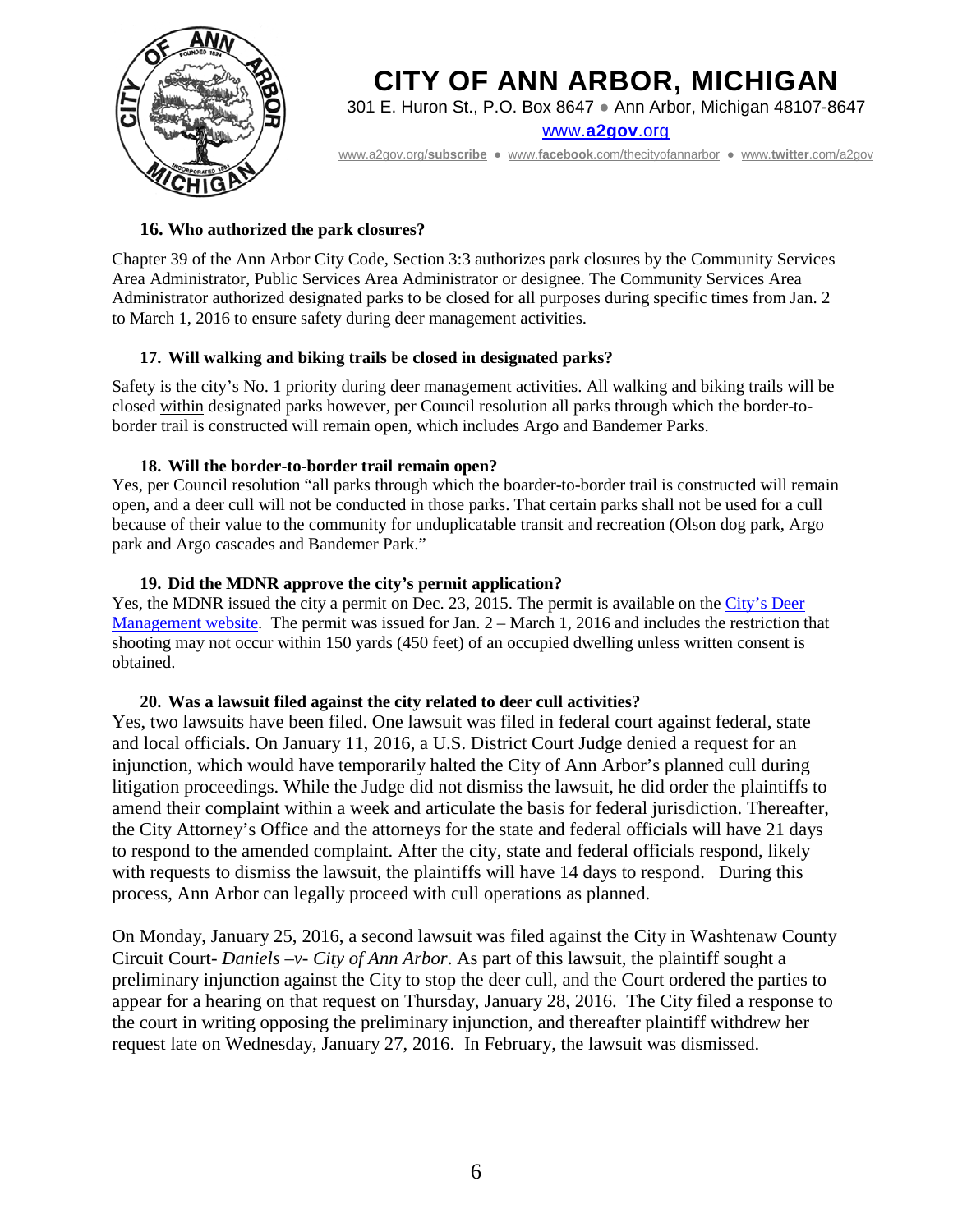# CITY OF ANN ARBOR, MICHIGAN

301 E. Huron St., P.O. Box 8647 ● Ann Arbor, Michigan 48107-8647

www.a2gov.org

www.a2gov.org/subscribe ● www.facebook.com/thecityofannarbor ● www.twitter.com/a2gov

**16. Who authorized the park closures?**

Chapter 39 of the Ann Arbor City Code, Section 3:3 authorizes park closures by the Community Services Area Administrator, Public Services Area Administrator or designee. The Community Services Area Administrator authorized designated parks to be closed for all purposes during specific times from Jan. 2 to March 1, 2016 to ensure safety during deer management activities.

**17. Will walking and biking trails be closed in designated parks?**

Safety is the city's No. 1 priority during deer management activities. All walking and biking trails will be closed <u>within</u> designated parks however, per Council resolution all parks through which the border-to-border trail is constructed will remain open, which includes Argo and Bandemer Parks.

**18. Will the border-to-border trail remain open?**

Yes, per Council resolution "all parks through which the boarder-to-border trail is constructed will remain open, and a deer cull will not be conducted in those parks. That certain parks shall not be used for a cull because of their value to the community for unduplicatable transit and recreation (Olson dog park, Argo park and Argo cascades and Bandemer Park."

**19. Did the MDNR approve the city's permit application?**

Yes, the MDNR issued the city a permit on Dec. 23, 2015. The permit is available on the [City's Deer Management website](). The permit was issued for Jan. 2 – March 1, 2016 and includes the restriction that shooting may not occur within 150 yards (450 feet) of an occupied dwelling unless written consent is obtained.

**20. Was a lawsuit filed against the city related to deer cull activities?**

Yes, two lawsuits have been filed. One lawsuit was filed in federal court against federal, state and local officials. On January 11, 2016, a U.S. District Court Judge denied a request for an injunction, which would have temporarily halted the City of Ann Arbor's planned cull during litigation proceedings. While the Judge did not dismiss the lawsuit, he did order the plaintiffs to amend their complaint within a week and articulate the basis for federal jurisdiction. Thereafter, the City Attorney's Office and the attorneys for the state and federal officials will have 21 days to respond to the amended complaint. After the city, state and federal officials respond, likely with requests to dismiss the lawsuit, the plaintiffs will have 14 days to respond. During this process, Ann Arbor can legally proceed with cull operations as planned.

On Monday, January 25, 2016, a second lawsuit was filed against the City in Washtenaw County Circuit Court- *Daniels –v- City of Ann Arbor*. As part of this lawsuit, the plaintiff sought a preliminary injunction against the City to stop the deer cull, and the Court ordered the parties to appear for a hearing on that request on Thursday, January 28, 2016. The City filed a response to the court in writing opposing the preliminary injunction, and thereafter plaintiff withdrew her request late on Wednesday, January 27, 2016. In February, the lawsuit was dismissed.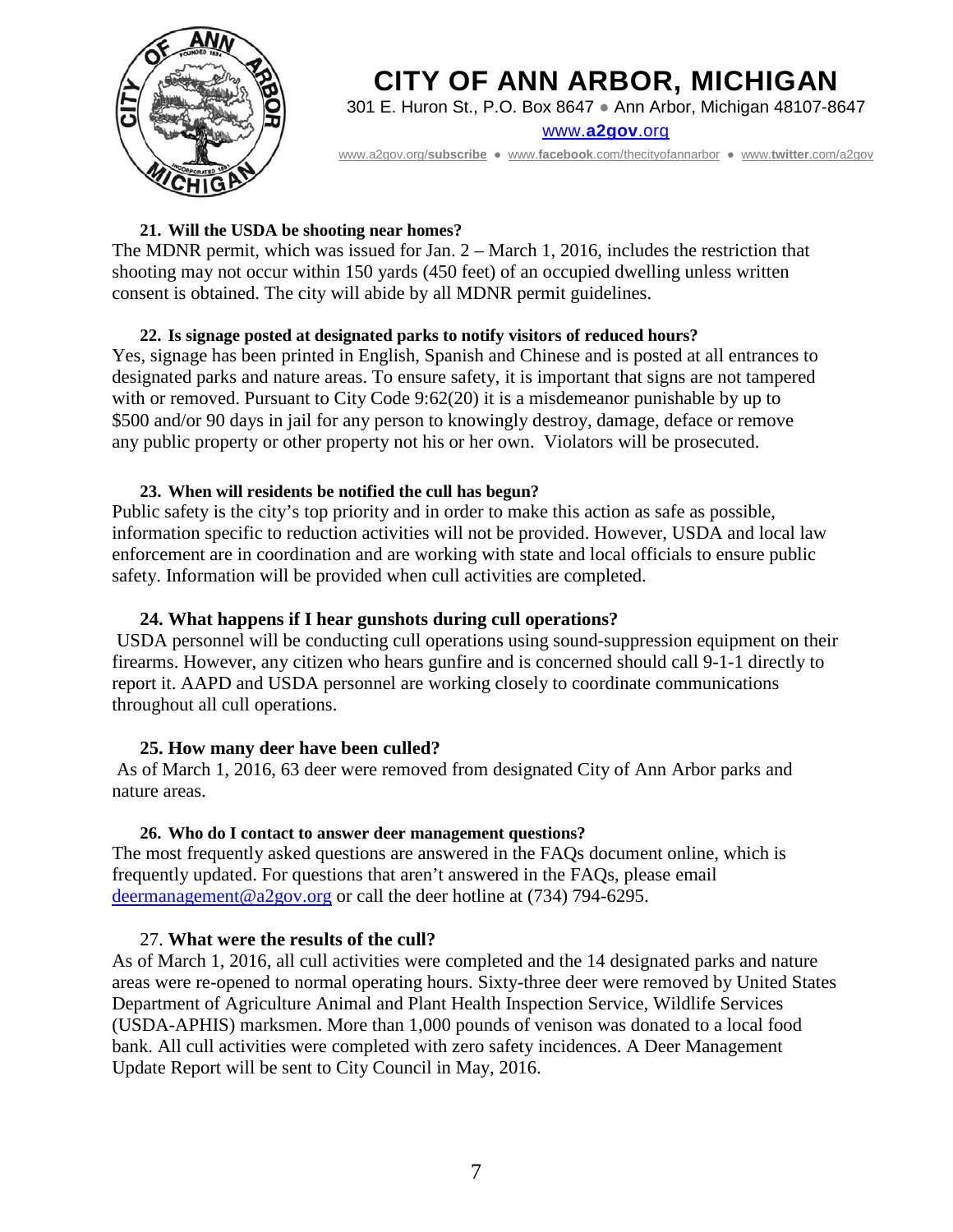# CITY OF ANN ARBOR, MICHIGAN

301 E. Huron St., P.O. Box 8647 ● Ann Arbor, Michigan 48107-8647

www.**a2gov**.org

www.a2gov.org/**subscribe** ● www.**facebook**.com/thecityofannarbor ● www.**twitter**.com/a2gov

**21. Will the USDA be shooting near homes?**

The MDNR permit, which was issued for Jan. 2 – March 1, 2016, includes the restriction that shooting may not occur within 150 yards (450 feet) of an occupied dwelling unless written consent is obtained. The city will abide by all MDNR permit guidelines.

**22. Is signage posted at designated parks to notify visitors of reduced hours?**

Yes, signage has been printed in English, Spanish and Chinese and is posted at all entrances to designated parks and nature areas. To ensure safety, it is important that signs are not tampered with or removed. Pursuant to City Code 9:62(20) it is a misdemeanor punishable by up to $500 and/or 90 days in jail for any person to knowingly destroy, damage, deface or remove any public property or other property not his or her own. Violators will be prosecuted.

**23. When will residents be notified the cull has begun?**

Public safety is the city's top priority and in order to make this action as safe as possible, information specific to reduction activities will not be provided. However, USDA and local law enforcement are in coordination and are working with state and local officials to ensure public safety. Information will be provided when cull activities are completed.

**24. What happens if I hear gunshots during cull operations?**

USDA personnel will be conducting cull operations using sound-suppression equipment on their firearms. However, any citizen who hears gunfire and is concerned should call 9-1-1 directly to report it. AAPD and USDA personnel are working closely to coordinate communications throughout all cull operations.

**25. How many deer have been culled?**

As of March 1, 2016, 63 deer were removed from designated City of Ann Arbor parks and nature areas.

**26. Who do I contact to answer deer management questions?**

The most frequently asked questions are answered in the FAQs document online, which is frequently updated. For questions that aren't answered in the FAQs, please email deermanagement@a2gov.org or call the deer hotline at (734) 794-6295.

27. **What were the results of the cull?**

As of March 1, 2016, all cull activities were completed and the 14 designated parks and nature areas were re-opened to normal operating hours. Sixty-three deer were removed by United States Department of Agriculture Animal and Plant Health Inspection Service, Wildlife Services (USDA-APHIS) marksmen. More than 1,000 pounds of venison was donated to a local food bank. All cull activities were completed with zero safety incidences. A Deer Management Update Report will be sent to City Council in May, 2016.